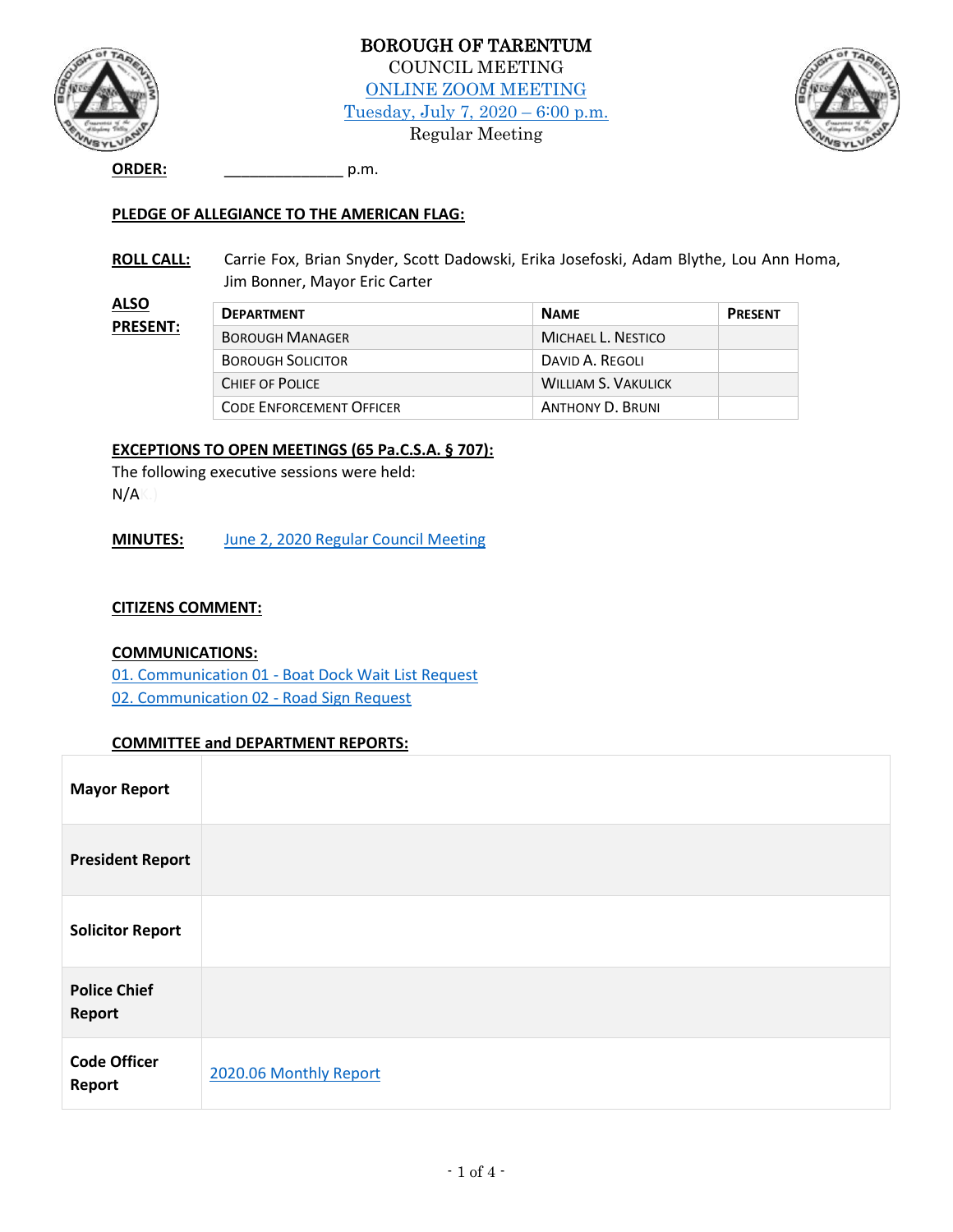# BOROUGH OF TARENTUM

COUNCIL MEETING
ONLINE ZOOM MEETING
Tuesday, July 7, 2020 – 6:00 p.m.
Regular Meeting

**ORDER:** ______________ p.m.

**PLEDGE OF ALLEGIANCE TO THE AMERICAN FLAG:**

**ROLL CALL:** Carrie Fox, Brian Snyder, Scott Dadowski, Erika Josefoski, Adam Blythe, Lou Ann Homa, Jim Bonner, Mayor Eric Carter

**ALSO PRESENT:**

| DEPARTMENT | NAME | PRESENT |
|---|---|---|
| BOROUGH MANAGER | MICHAEL L. NESTICO | |
| BOROUGH SOLICITOR | DAVID A. REGOLI | |
| CHIEF OF POLICE | WILLIAM S. VAKULICK | |
| CODE ENFORCEMENT OFFICER | ANTHONY D. BRUNI | |

**EXCEPTIONS TO OPEN MEETINGS (65 Pa.C.S.A. § 707):**

The following executive sessions were held:

N/A

**MINUTES:** June 2, 2020 Regular Council Meeting

**CITIZENS COMMENT:**

**COMMUNICATIONS:**

01. Communication 01 - Boat Dock Wait List Request

02. Communication 02 - Road Sign Request

**COMMITTEE and DEPARTMENT REPORTS:**

| | |
|---|---|
| **Mayor Report** | |
| **President Report** | |
| **Solicitor Report** | |
| **Police Chief Report** | |
| **Code Officer Report** | 2020.06 Monthly Report |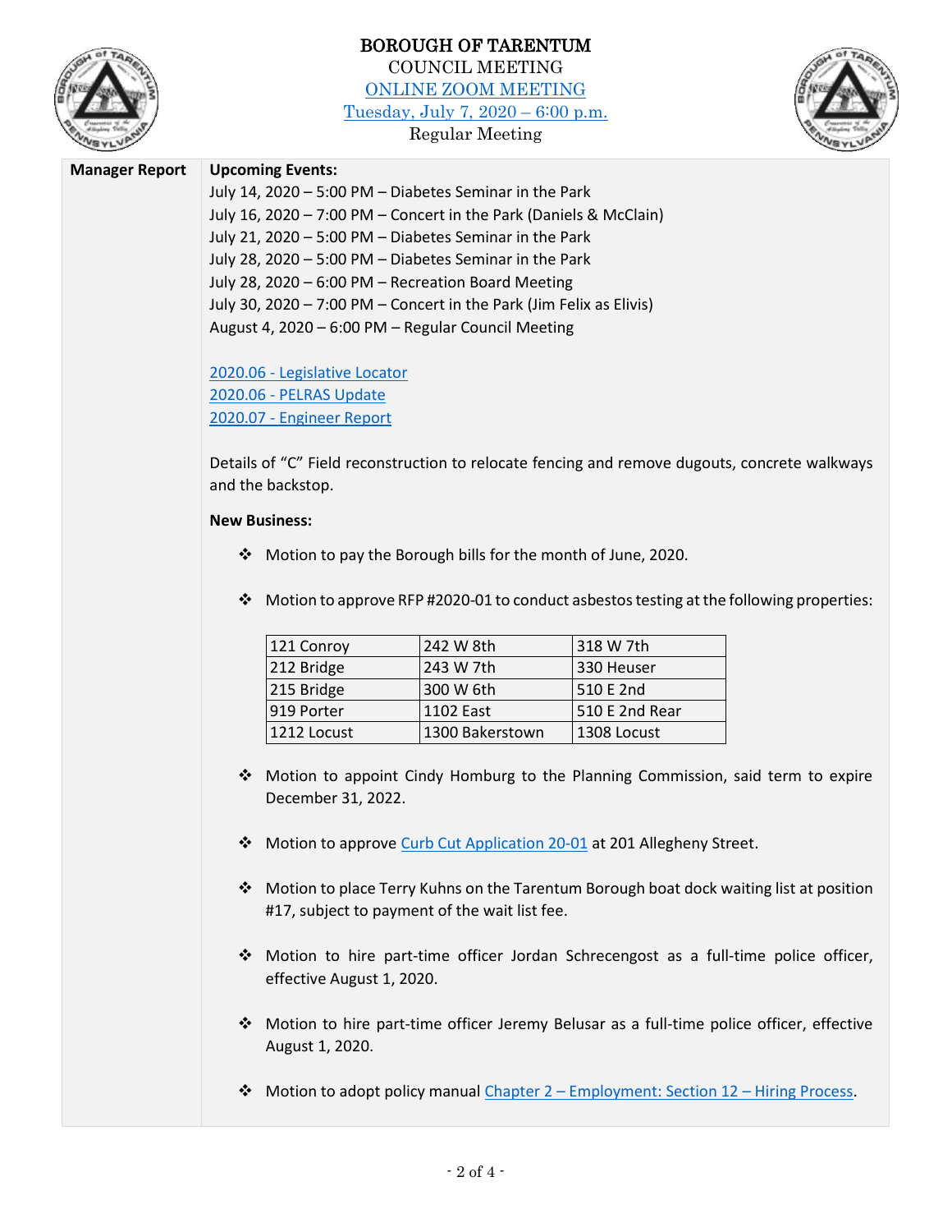# BOROUGH OF TARENTUM

COUNCIL MEETING
ONLINE ZOOM MEETING
Tuesday, July 7, 2020 – 6:00 p.m.
Regular Meeting

**Manager Report**

**Upcoming Events:**

July 14, 2020 – 5:00 PM – Diabetes Seminar in the Park
July 16, 2020 – 7:00 PM – Concert in the Park (Daniels & McClain)
July 21, 2020 – 5:00 PM – Diabetes Seminar in the Park
July 28, 2020 – 5:00 PM – Diabetes Seminar in the Park
July 28, 2020 – 6:00 PM – Recreation Board Meeting
July 30, 2020 – 7:00 PM – Concert in the Park (Jim Felix as Elivis)
August 4, 2020 – 6:00 PM – Regular Council Meeting

2020.06 - Legislative Locator
2020.06 - PELRAS Update
2020.07 - Engineer Report

Details of "C" Field reconstruction to relocate fencing and remove dugouts, concrete walkways and the backstop.

**New Business:**

- Motion to pay the Borough bills for the month of June, 2020.
- Motion to approve RFP #2020-01 to conduct asbestos testing at the following properties:

| | | |
|---|---|---|
| 121 Conroy | 242 W 8th | 318 W 7th |
| 212 Bridge | 243 W 7th | 330 Heuser |
| 215 Bridge | 300 W 6th | 510 E 2nd |
| 919 Porter | 1102 East | 510 E 2nd Rear |
| 1212 Locust | 1300 Bakerstown | 1308 Locust |

- Motion to appoint Cindy Homburg to the Planning Commission, said term to expire December 31, 2022.
- Motion to approve Curb Cut Application 20-01 at 201 Allegheny Street.
- Motion to place Terry Kuhns on the Tarentum Borough boat dock waiting list at position #17, subject to payment of the wait list fee.
- Motion to hire part-time officer Jordan Schrecengost as a full-time police officer, effective August 1, 2020.
- Motion to hire part-time officer Jeremy Belusar as a full-time police officer, effective August 1, 2020.
- Motion to adopt policy manual Chapter 2 – Employment: Section 12 – Hiring Process.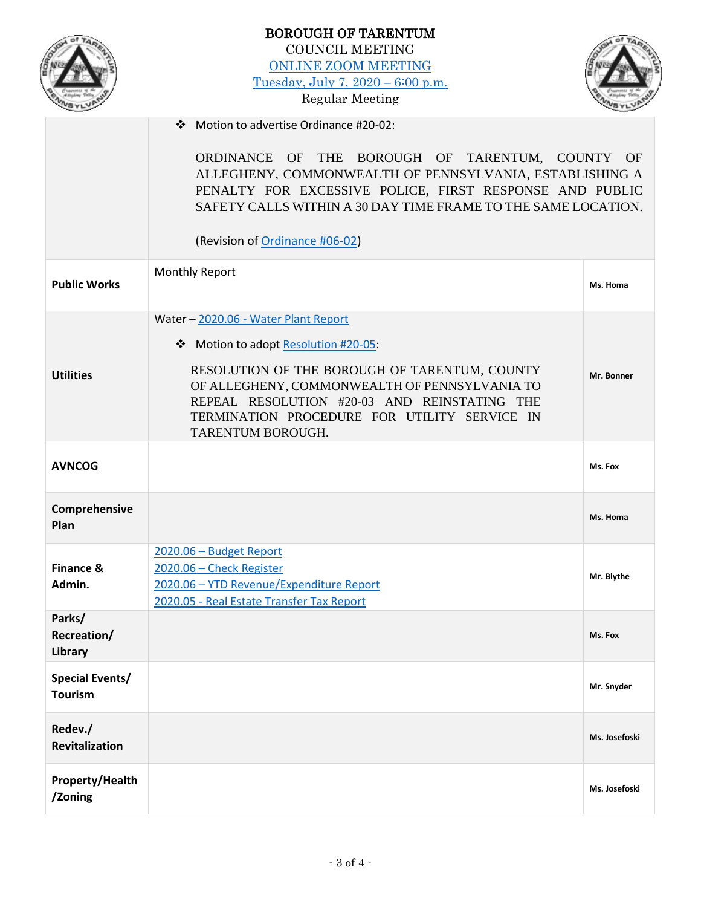# BOROUGH OF TARENTUM

COUNCIL MEETING

ONLINE ZOOM MEETING

Tuesday, July 7, 2020 – 6:00 p.m.

Regular Meeting

| | | |
|---|---|---|
| | ❖ Motion to advertise Ordinance #20-02:<br><br>ORDINANCE OF THE BOROUGH OF TARENTUM, COUNTY OF ALLEGHENY, COMMONWEALTH OF PENNSYLVANIA, ESTABLISHING A PENALTY FOR EXCESSIVE POLICE, FIRST RESPONSE AND PUBLIC SAFETY CALLS WITHIN A 30 DAY TIME FRAME TO THE SAME LOCATION.<br><br>(Revision of Ordinance #06-02) | |
| **Public Works** | Monthly Report | **Ms. Homa** |
| **Utilities** | Water – 2020.06 - Water Plant Report<br><br>❖ Motion to adopt Resolution #20-05:<br><br>RESOLUTION OF THE BOROUGH OF TARENTUM, COUNTY OF ALLEGHENY, COMMONWEALTH OF PENNSYLVANIA TO REPEAL RESOLUTION #20-03 AND REINSTATING THE TERMINATION PROCEDURE FOR UTILITY SERVICE IN TARENTUM BOROUGH. | **Mr. Bonner** |
| **AVNCOG** | | **Ms. Fox** |
| **Comprehensive Plan** | | **Ms. Homa** |
| **Finance & Admin.** | 2020.06 – Budget Report<br>2020.06 – Check Register<br>2020.06 – YTD Revenue/Expenditure Report<br>2020.05 - Real Estate Transfer Tax Report | **Mr. Blythe** |
| **Parks/ Recreation/ Library** | | **Ms. Fox** |
| **Special Events/ Tourism** | | **Mr. Snyder** |
| **Redev./ Revitalization** | | **Ms. Josefoski** |
| **Property/Health /Zoning** | | **Ms. Josefoski** |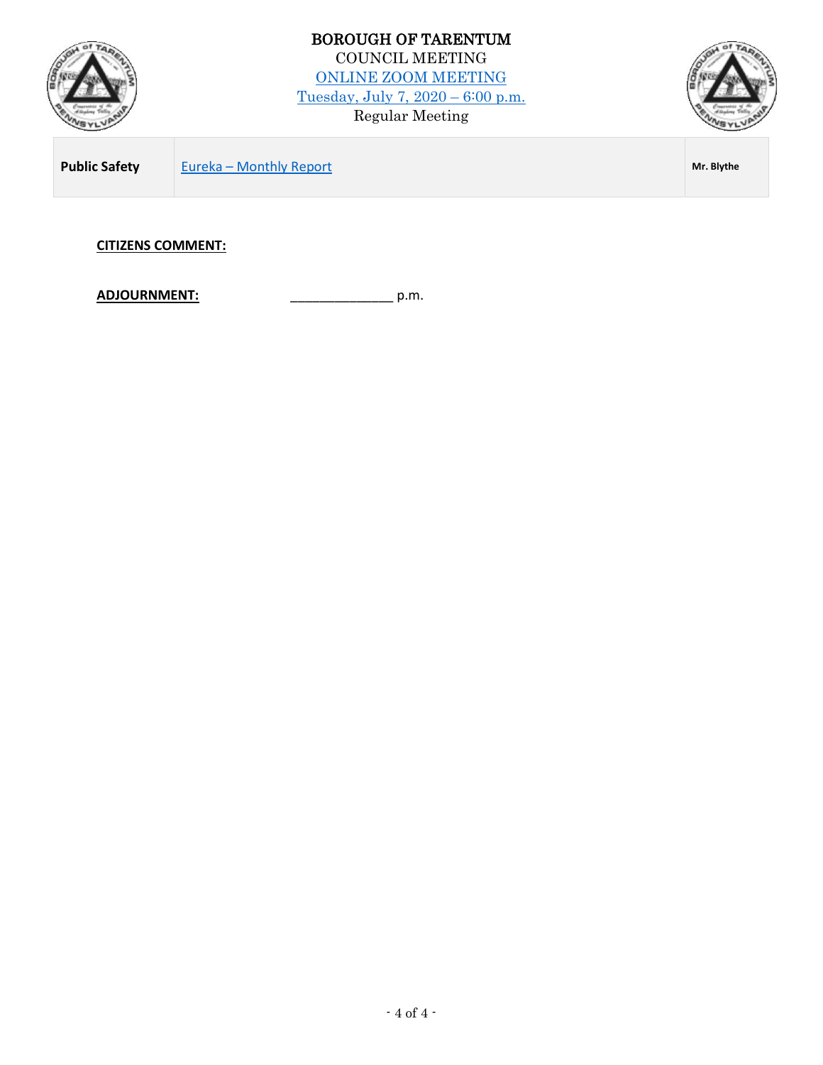BOROUGH OF TARENTUM
COUNCIL MEETING
ONLINE ZOOM MEETING
Tuesday, July 7, 2020 – 6:00 p.m.
Regular Meeting

| | | |
|---|---|---|
| **Public Safety** | Eureka – Monthly Report | **Mr. Blythe** |

**CITIZENS COMMENT:**

**ADJOURNMENT:** ______________ p.m.